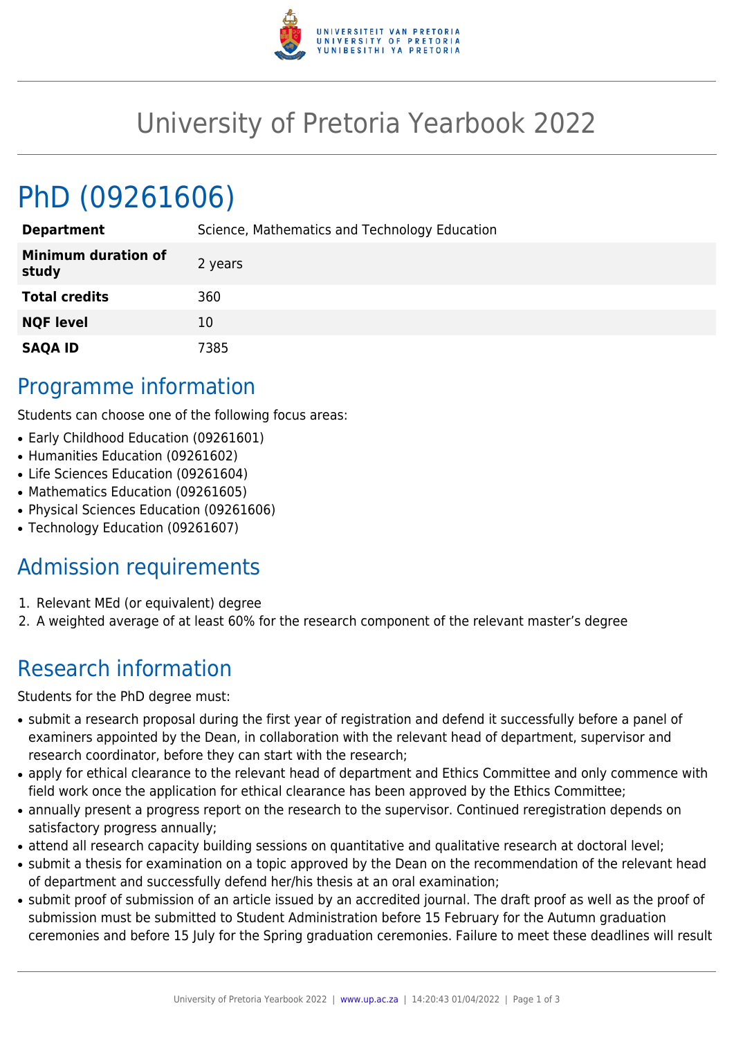# University of Pretoria Yearbook 2022

# PhD (09261606)

| | |
|---|---|
| **Department** | Science, Mathematics and Technology Education |
| **Minimum duration of study** | 2 years |
| **Total credits** | 360 |
| **NQF level** | 10 |
| **SAQA ID** | 7385 |

## Programme information

Students can choose one of the following focus areas:

- Early Childhood Education (09261601)
- Humanities Education (09261602)
- Life Sciences Education (09261604)
- Mathematics Education (09261605)
- Physical Sciences Education (09261606)
- Technology Education (09261607)

## Admission requirements

1. Relevant MEd (or equivalent) degree
2. A weighted average of at least 60% for the research component of the relevant master's degree

## Research information

Students for the PhD degree must:

- submit a research proposal during the first year of registration and defend it successfully before a panel of examiners appointed by the Dean, in collaboration with the relevant head of department, supervisor and research coordinator, before they can start with the research;
- apply for ethical clearance to the relevant head of department and Ethics Committee and only commence with field work once the application for ethical clearance has been approved by the Ethics Committee;
- annually present a progress report on the research to the supervisor. Continued reregistration depends on satisfactory progress annually;
- attend all research capacity building sessions on quantitative and qualitative research at doctoral level;
- submit a thesis for examination on a topic approved by the Dean on the recommendation of the relevant head of department and successfully defend her/his thesis at an oral examination;
- submit proof of submission of an article issued by an accredited journal. The draft proof as well as the proof of submission must be submitted to Student Administration before 15 February for the Autumn graduation ceremonies and before 15 July for the Spring graduation ceremonies. Failure to meet these deadlines will result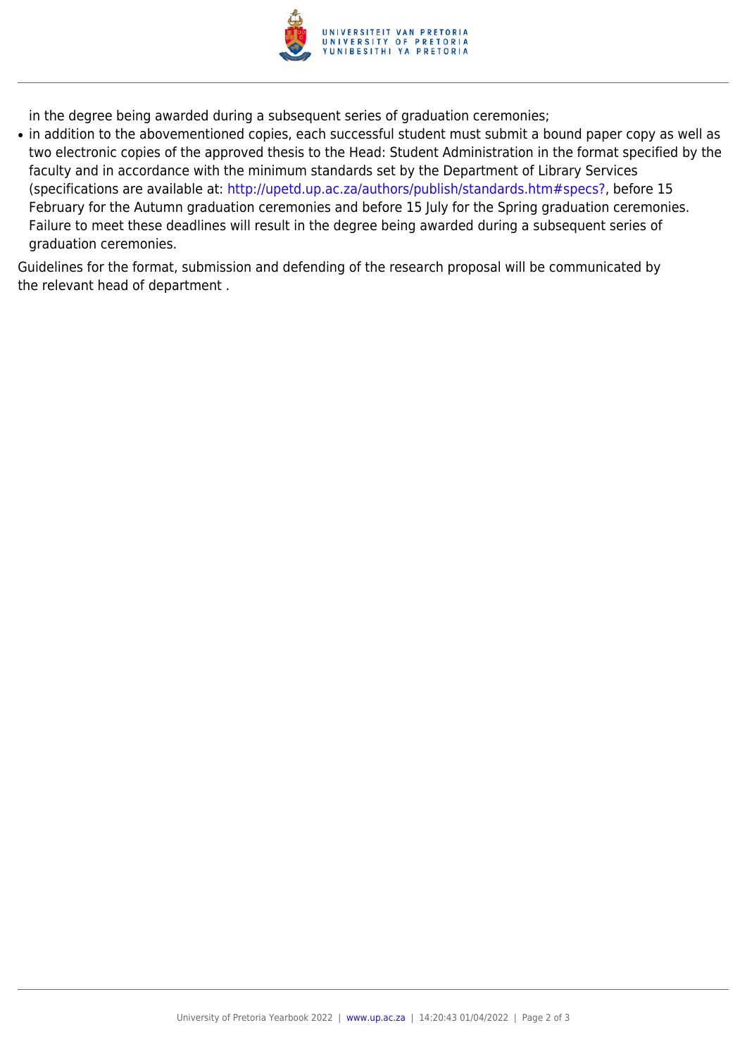in the degree being awarded during a subsequent series of graduation ceremonies;

- in addition to the abovementioned copies, each successful student must submit a bound paper copy as well as two electronic copies of the approved thesis to the Head: Student Administration in the format specified by the faculty and in accordance with the minimum standards set by the Department of Library Services (specifications are available at: http://upetd.up.ac.za/authors/publish/standards.htm#specs?, before 15 February for the Autumn graduation ceremonies and before 15 July for the Spring graduation ceremonies. Failure to meet these deadlines will result in the degree being awarded during a subsequent series of graduation ceremonies.

Guidelines for the format, submission and defending of the research proposal will be communicated by the relevant head of department .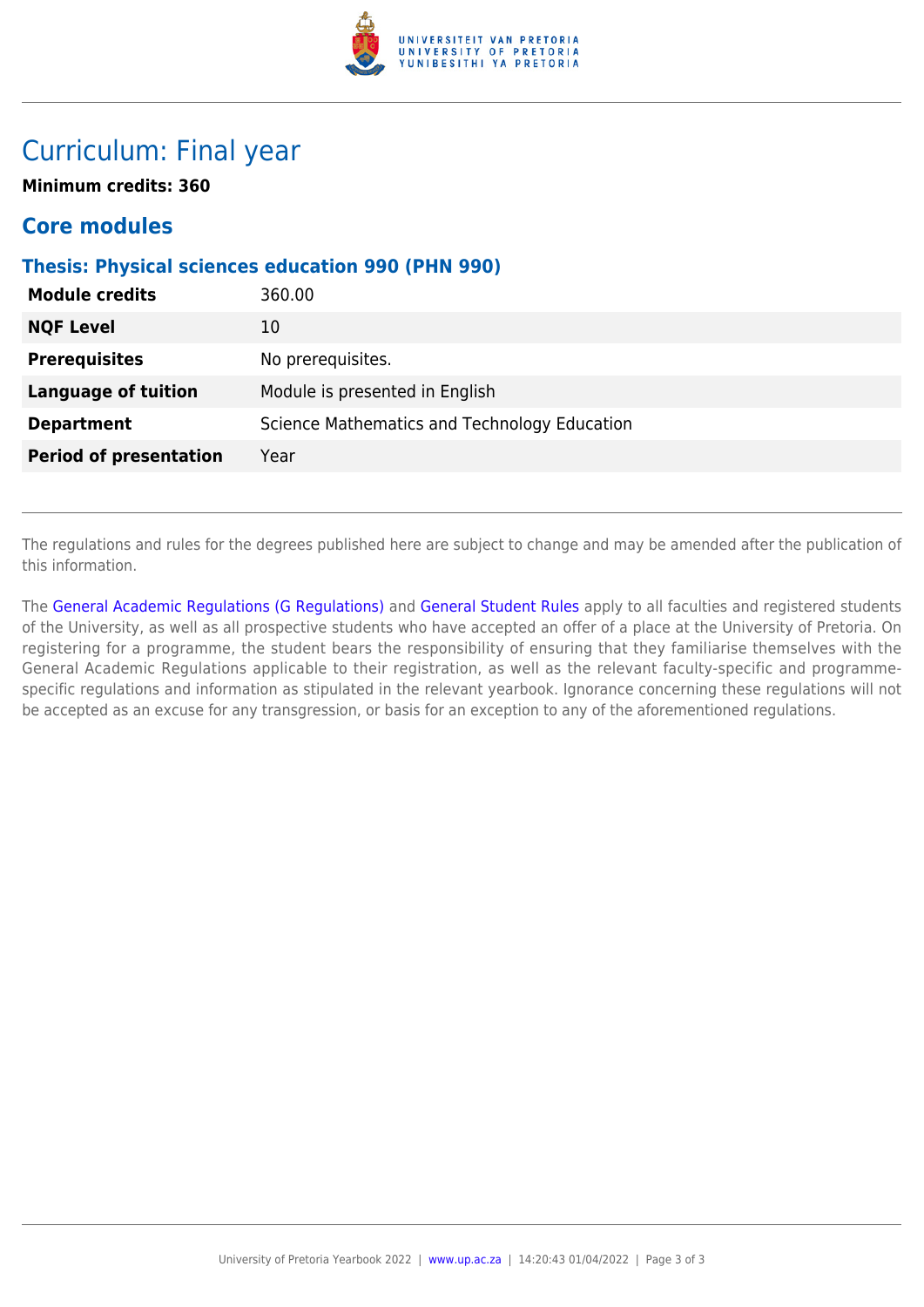# Curriculum: Final year

**Minimum credits: 360**

## Core modules

### Thesis: Physical sciences education 990 (PHN 990)

| | |
|---|---|
| **Module credits** | 360.00 |
| **NQF Level** | 10 |
| **Prerequisites** | No prerequisites. |
| **Language of tuition** | Module is presented in English |
| **Department** | Science Mathematics and Technology Education |
| **Period of presentation** | Year |

The regulations and rules for the degrees published here are subject to change and may be amended after the publication of this information.

The General Academic Regulations (G Regulations) and General Student Rules apply to all faculties and registered students of the University, as well as all prospective students who have accepted an offer of a place at the University of Pretoria. On registering for a programme, the student bears the responsibility of ensuring that they familiarise themselves with the General Academic Regulations applicable to their registration, as well as the relevant faculty-specific and programme-specific regulations and information as stipulated in the relevant yearbook. Ignorance concerning these regulations will not be accepted as an excuse for any transgression, or basis for an exception to any of the aforementioned regulations.